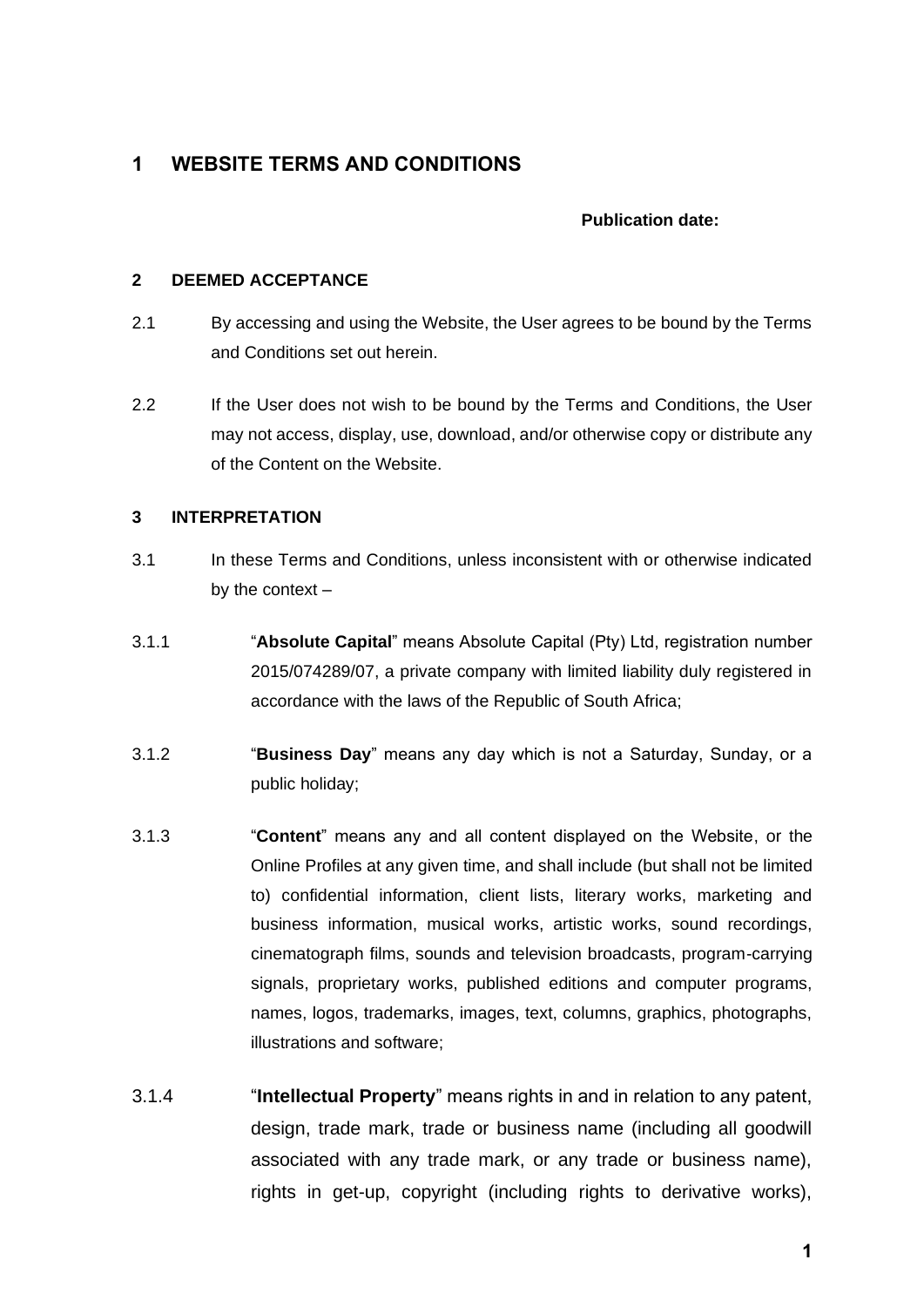# 1 WEBSITE TERMS AND CONDITIONS

**Publication date:**

## 2 DEEMED ACCEPTANCE

2.1 By accessing and using the Website, the User agrees to be bound by the Terms and Conditions set out herein.

2.2 If the User does not wish to be bound by the Terms and Conditions, the User may not access, display, use, download, and/or otherwise copy or distribute any of the Content on the Website.

## 3 INTERPRETATION

3.1 In these Terms and Conditions, unless inconsistent with or otherwise indicated by the context –

3.1.1 "**Absolute Capital**" means Absolute Capital (Pty) Ltd, registration number 2015/074289/07, a private company with limited liability duly registered in accordance with the laws of the Republic of South Africa;

3.1.2 "**Business Day**" means any day which is not a Saturday, Sunday, or a public holiday;

3.1.3 "**Content**" means any and all content displayed on the Website, or the Online Profiles at any given time, and shall include (but shall not be limited to) confidential information, client lists, literary works, marketing and business information, musical works, artistic works, sound recordings, cinematograph films, sounds and television broadcasts, program-carrying signals, proprietary works, published editions and computer programs, names, logos, trademarks, images, text, columns, graphics, photographs, illustrations and software;

3.1.4 "**Intellectual Property**" means rights in and in relation to any patent, design, trade mark, trade or business name (including all goodwill associated with any trade mark, or any trade or business name), rights in get-up, copyright (including rights to derivative works),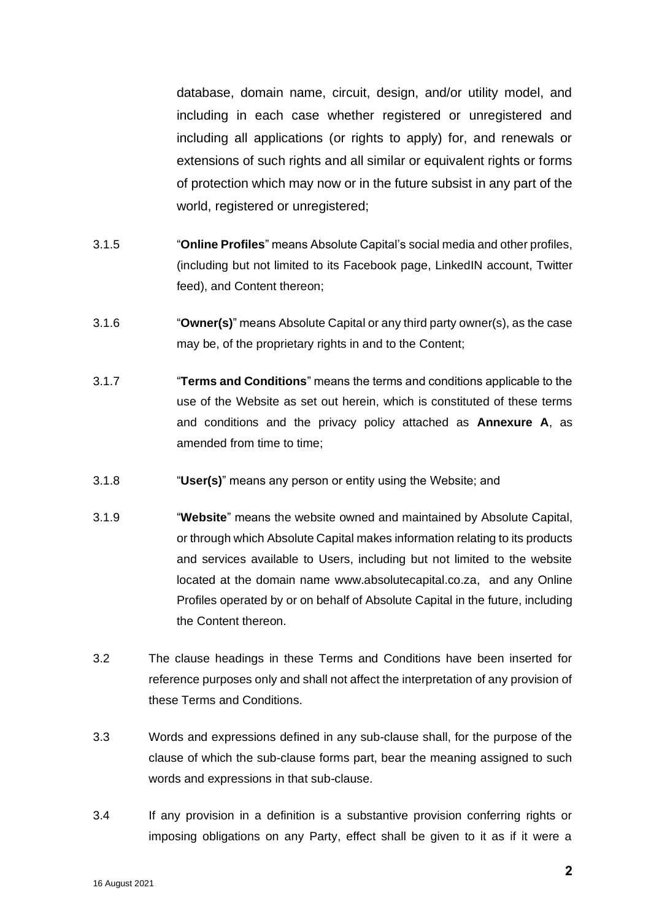database, domain name, circuit, design, and/or utility model, and including in each case whether registered or unregistered and including all applications (or rights to apply) for, and renewals or extensions of such rights and all similar or equivalent rights or forms of protection which may now or in the future subsist in any part of the world, registered or unregistered;

3.1.5 "**Online Profiles**" means Absolute Capital's social media and other profiles, (including but not limited to its Facebook page, LinkedIN account, Twitter feed), and Content thereon;

3.1.6 "**Owner(s)**" means Absolute Capital or any third party owner(s), as the case may be, of the proprietary rights in and to the Content;

3.1.7 "**Terms and Conditions**" means the terms and conditions applicable to the use of the Website as set out herein, which is constituted of these terms and conditions and the privacy policy attached as **Annexure A**, as amended from time to time;

3.1.8 "**User(s)**" means any person or entity using the Website; and

3.1.9 "**Website**" means the website owned and maintained by Absolute Capital, or through which Absolute Capital makes information relating to its products and services available to Users, including but not limited to the website located at the domain name www.absolutecapital.co.za, and any Online Profiles operated by or on behalf of Absolute Capital in the future, including the Content thereon.

3.2 The clause headings in these Terms and Conditions have been inserted for reference purposes only and shall not affect the interpretation of any provision of these Terms and Conditions.

3.3 Words and expressions defined in any sub-clause shall, for the purpose of the clause of which the sub-clause forms part, bear the meaning assigned to such words and expressions in that sub-clause.

3.4 If any provision in a definition is a substantive provision conferring rights or imposing obligations on any Party, effect shall be given to it as if it were a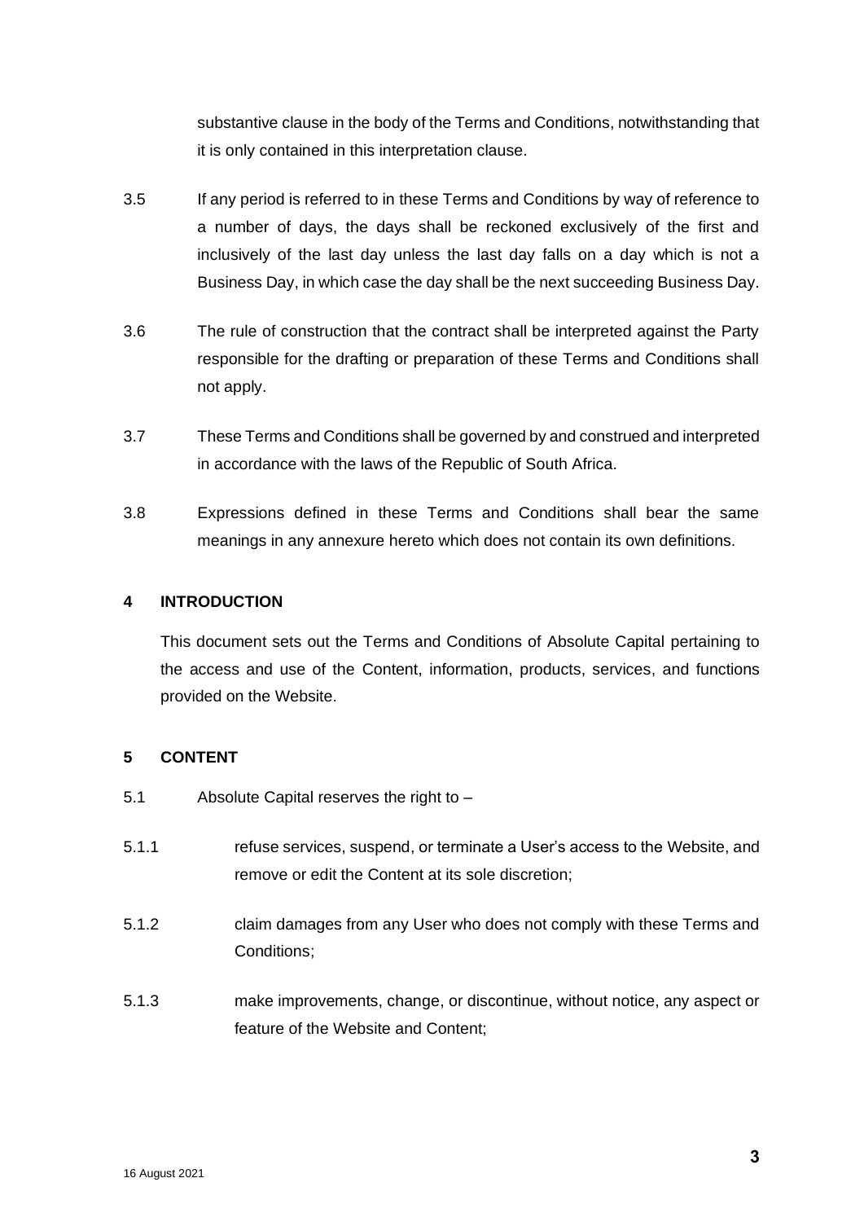substantive clause in the body of the Terms and Conditions, notwithstanding that it is only contained in this interpretation clause.

3.5 If any period is referred to in these Terms and Conditions by way of reference to a number of days, the days shall be reckoned exclusively of the first and inclusively of the last day unless the last day falls on a day which is not a Business Day, in which case the day shall be the next succeeding Business Day.

3.6 The rule of construction that the contract shall be interpreted against the Party responsible for the drafting or preparation of these Terms and Conditions shall not apply.

3.7 These Terms and Conditions shall be governed by and construed and interpreted in accordance with the laws of the Republic of South Africa.

3.8 Expressions defined in these Terms and Conditions shall bear the same meanings in any annexure hereto which does not contain its own definitions.

## 4 INTRODUCTION

This document sets out the Terms and Conditions of Absolute Capital pertaining to the access and use of the Content, information, products, services, and functions provided on the Website.

## 5 CONTENT

5.1 Absolute Capital reserves the right to –

5.1.1 refuse services, suspend, or terminate a User's access to the Website, and remove or edit the Content at its sole discretion;

5.1.2 claim damages from any User who does not comply with these Terms and Conditions;

5.1.3 make improvements, change, or discontinue, without notice, any aspect or feature of the Website and Content;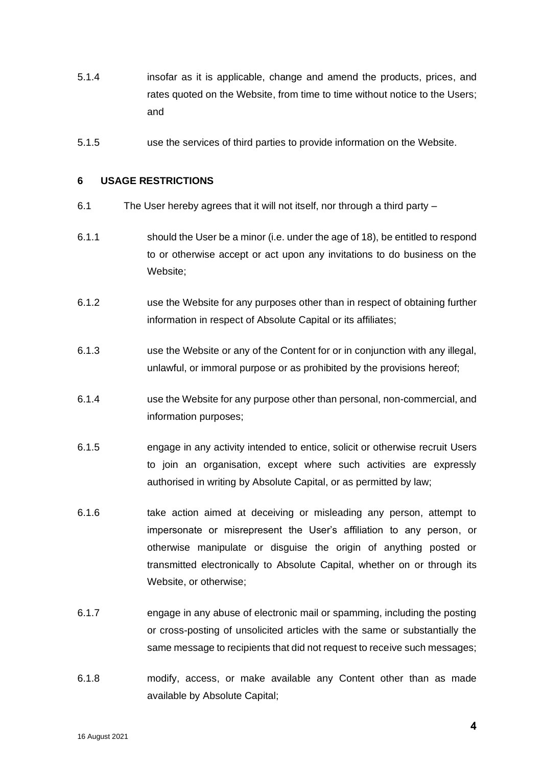5.1.4 insofar as it is applicable, change and amend the products, prices, and rates quoted on the Website, from time to time without notice to the Users; and

5.1.5 use the services of third parties to provide information on the Website.

## 6 USAGE RESTRICTIONS

6.1 The User hereby agrees that it will not itself, nor through a third party –

6.1.1 should the User be a minor (i.e. under the age of 18), be entitled to respond to or otherwise accept or act upon any invitations to do business on the Website;

6.1.2 use the Website for any purposes other than in respect of obtaining further information in respect of Absolute Capital or its affiliates;

6.1.3 use the Website or any of the Content for or in conjunction with any illegal, unlawful, or immoral purpose or as prohibited by the provisions hereof;

6.1.4 use the Website for any purpose other than personal, non-commercial, and information purposes;

6.1.5 engage in any activity intended to entice, solicit or otherwise recruit Users to join an organisation, except where such activities are expressly authorised in writing by Absolute Capital, or as permitted by law;

6.1.6 take action aimed at deceiving or misleading any person, attempt to impersonate or misrepresent the User's affiliation to any person, or otherwise manipulate or disguise the origin of anything posted or transmitted electronically to Absolute Capital, whether on or through its Website, or otherwise;

6.1.7 engage in any abuse of electronic mail or spamming, including the posting or cross-posting of unsolicited articles with the same or substantially the same message to recipients that did not request to receive such messages;

6.1.8 modify, access, or make available any Content other than as made available by Absolute Capital;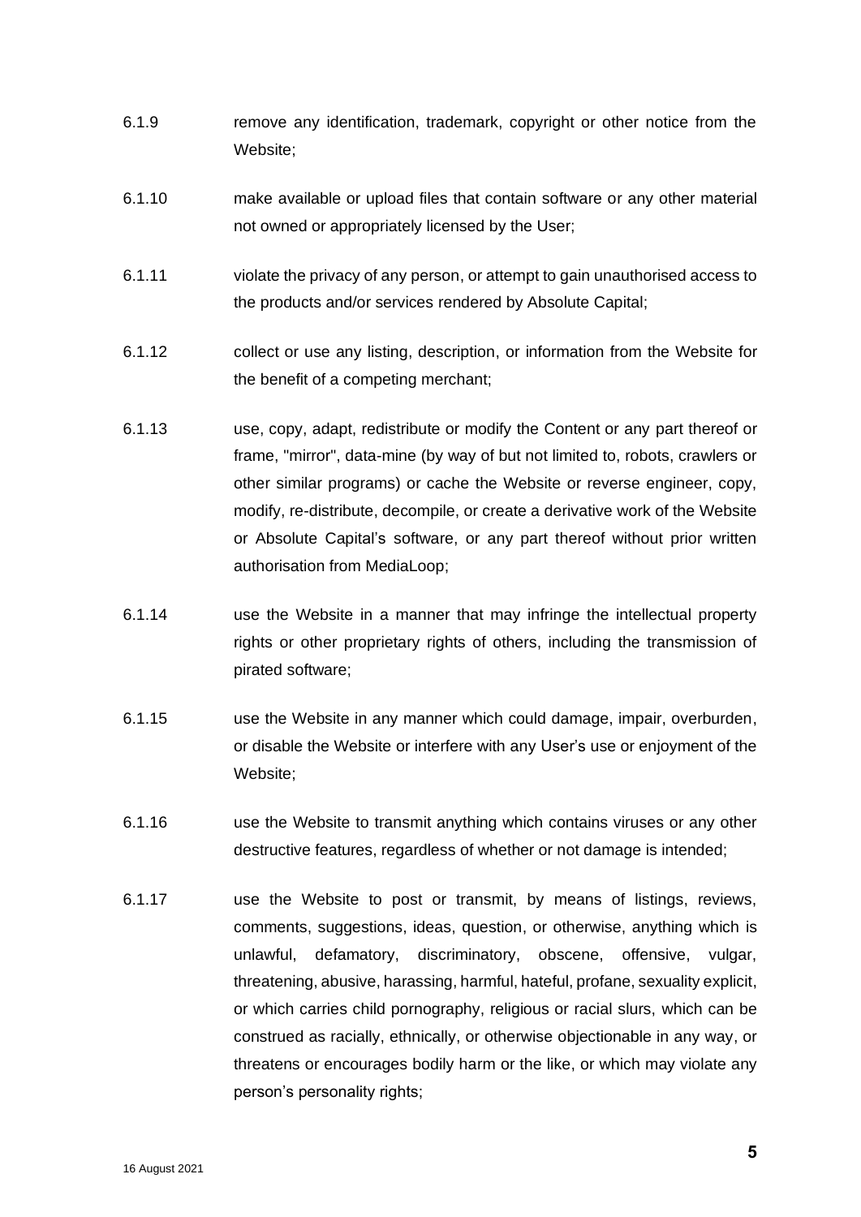6.1.9 remove any identification, trademark, copyright or other notice from the Website;

6.1.10 make available or upload files that contain software or any other material not owned or appropriately licensed by the User;

6.1.11 violate the privacy of any person, or attempt to gain unauthorised access to the products and/or services rendered by Absolute Capital;

6.1.12 collect or use any listing, description, or information from the Website for the benefit of a competing merchant;

6.1.13 use, copy, adapt, redistribute or modify the Content or any part thereof or frame, "mirror", data-mine (by way of but not limited to, robots, crawlers or other similar programs) or cache the Website or reverse engineer, copy, modify, re-distribute, decompile, or create a derivative work of the Website or Absolute Capital's software, or any part thereof without prior written authorisation from MediaLoop;

6.1.14 use the Website in a manner that may infringe the intellectual property rights or other proprietary rights of others, including the transmission of pirated software;

6.1.15 use the Website in any manner which could damage, impair, overburden, or disable the Website or interfere with any User's use or enjoyment of the Website;

6.1.16 use the Website to transmit anything which contains viruses or any other destructive features, regardless of whether or not damage is intended;

6.1.17 use the Website to post or transmit, by means of listings, reviews, comments, suggestions, ideas, question, or otherwise, anything which is unlawful, defamatory, discriminatory, obscene, offensive, vulgar, threatening, abusive, harassing, harmful, hateful, profane, sexuality explicit, or which carries child pornography, religious or racial slurs, which can be construed as racially, ethnically, or otherwise objectionable in any way, or threatens or encourages bodily harm or the like, or which may violate any person's personality rights;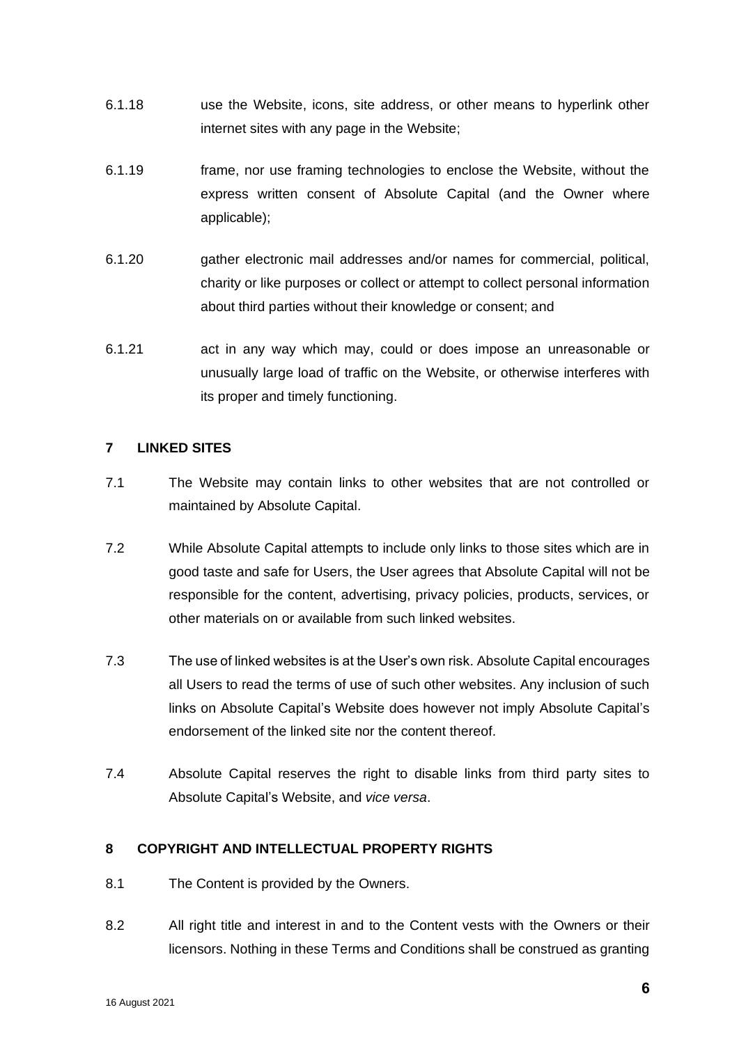6.1.18 use the Website, icons, site address, or other means to hyperlink other internet sites with any page in the Website;

6.1.19 frame, nor use framing technologies to enclose the Website, without the express written consent of Absolute Capital (and the Owner where applicable);

6.1.20 gather electronic mail addresses and/or names for commercial, political, charity or like purposes or collect or attempt to collect personal information about third parties without their knowledge or consent; and

6.1.21 act in any way which may, could or does impose an unreasonable or unusually large load of traffic on the Website, or otherwise interferes with its proper and timely functioning.

## 7 LINKED SITES

7.1 The Website may contain links to other websites that are not controlled or maintained by Absolute Capital.

7.2 While Absolute Capital attempts to include only links to those sites which are in good taste and safe for Users, the User agrees that Absolute Capital will not be responsible for the content, advertising, privacy policies, products, services, or other materials on or available from such linked websites.

7.3 The use of linked websites is at the User's own risk. Absolute Capital encourages all Users to read the terms of use of such other websites. Any inclusion of such links on Absolute Capital's Website does however not imply Absolute Capital's endorsement of the linked site nor the content thereof.

7.4 Absolute Capital reserves the right to disable links from third party sites to Absolute Capital's Website, and *vice versa*.

## 8 COPYRIGHT AND INTELLECTUAL PROPERTY RIGHTS

8.1 The Content is provided by the Owners.

8.2 All right title and interest in and to the Content vests with the Owners or their licensors. Nothing in these Terms and Conditions shall be construed as granting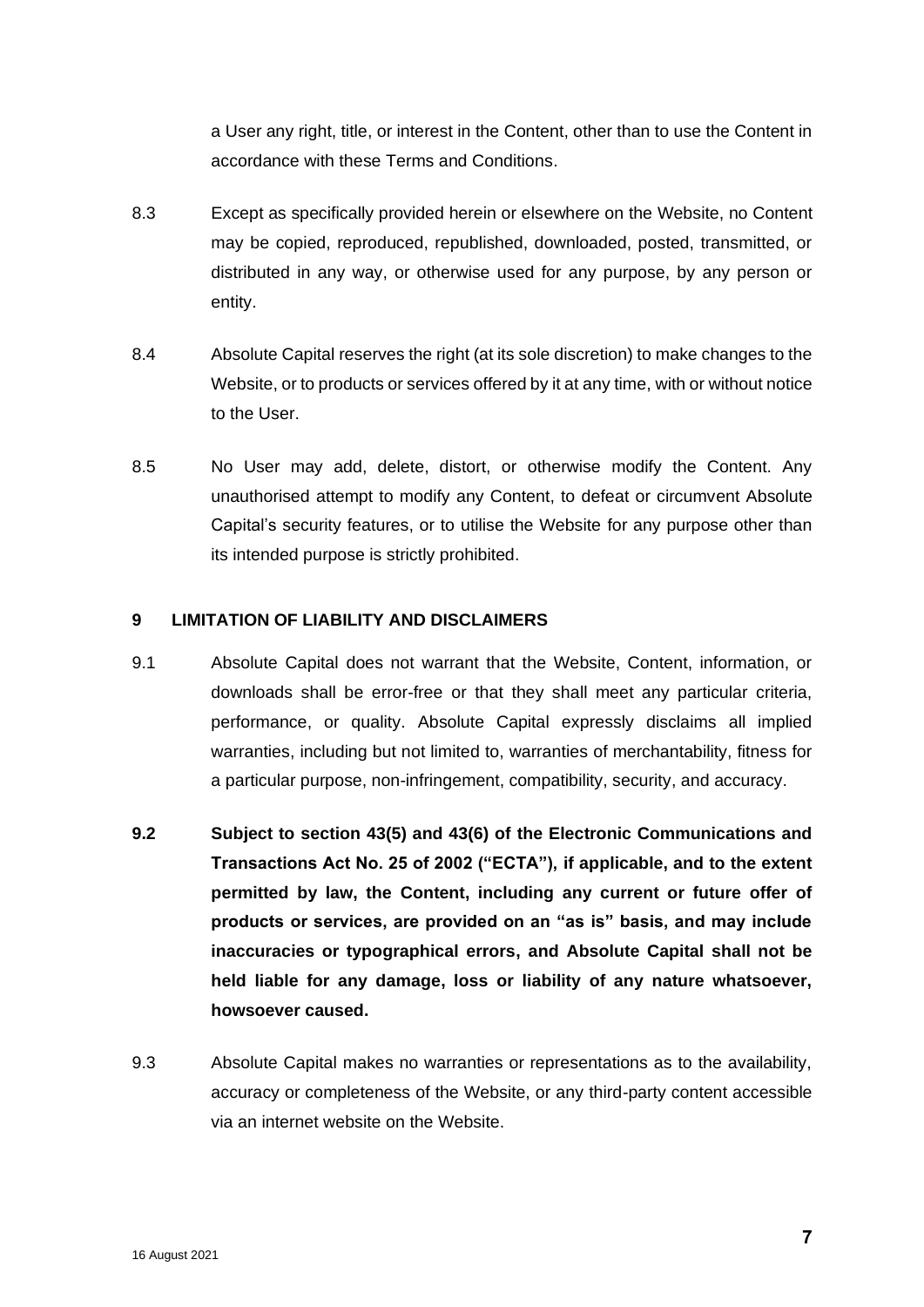a User any right, title, or interest in the Content, other than to use the Content in accordance with these Terms and Conditions.

8.3 Except as specifically provided herein or elsewhere on the Website, no Content may be copied, reproduced, republished, downloaded, posted, transmitted, or distributed in any way, or otherwise used for any purpose, by any person or entity.

8.4 Absolute Capital reserves the right (at its sole discretion) to make changes to the Website, or to products or services offered by it at any time, with or without notice to the User.

8.5 No User may add, delete, distort, or otherwise modify the Content. Any unauthorised attempt to modify any Content, to defeat or circumvent Absolute Capital's security features, or to utilise the Website for any purpose other than its intended purpose is strictly prohibited.

## 9 LIMITATION OF LIABILITY AND DISCLAIMERS

9.1 Absolute Capital does not warrant that the Website, Content, information, or downloads shall be error-free or that they shall meet any particular criteria, performance, or quality. Absolute Capital expressly disclaims all implied warranties, including but not limited to, warranties of merchantability, fitness for a particular purpose, non-infringement, compatibility, security, and accuracy.

**9.2 Subject to section 43(5) and 43(6) of the Electronic Communications and Transactions Act No. 25 of 2002 ("ECTA"), if applicable, and to the extent permitted by law, the Content, including any current or future offer of products or services, are provided on an "as is" basis, and may include inaccuracies or typographical errors, and Absolute Capital shall not be held liable for any damage, loss or liability of any nature whatsoever, howsoever caused.**

9.3 Absolute Capital makes no warranties or representations as to the availability, accuracy or completeness of the Website, or any third-party content accessible via an internet website on the Website.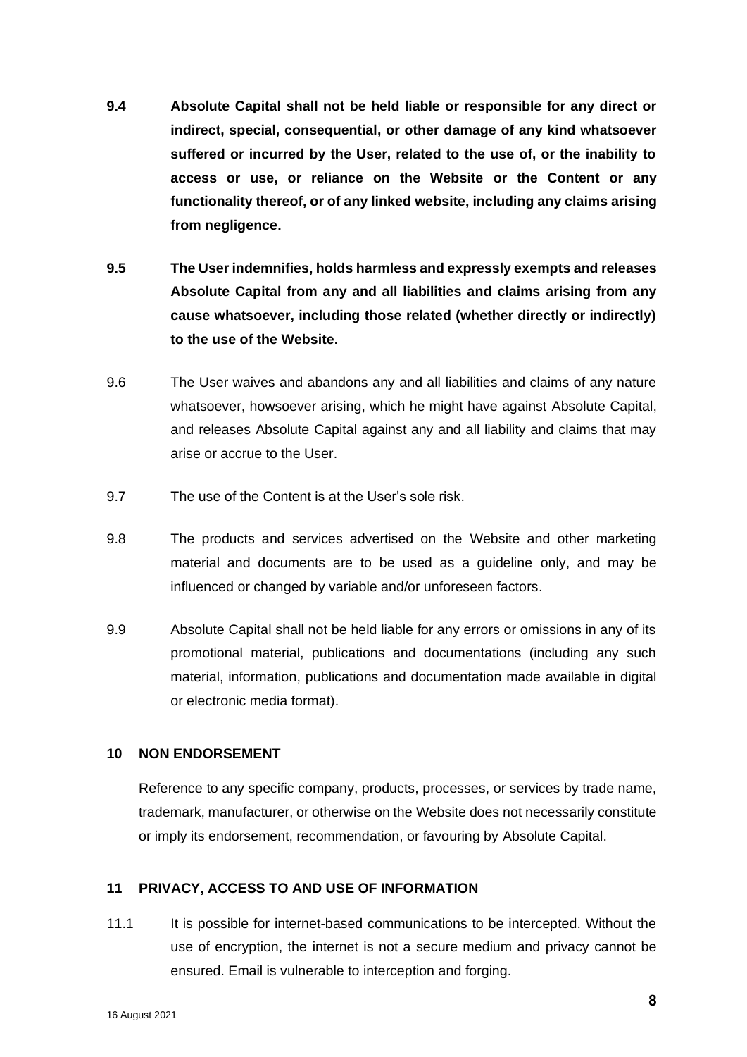**9.4 Absolute Capital shall not be held liable or responsible for any direct or indirect, special, consequential, or other damage of any kind whatsoever suffered or incurred by the User, related to the use of, or the inability to access or use, or reliance on the Website or the Content or any functionality thereof, or of any linked website, including any claims arising from negligence.**

**9.5 The User indemnifies, holds harmless and expressly exempts and releases Absolute Capital from any and all liabilities and claims arising from any cause whatsoever, including those related (whether directly or indirectly) to the use of the Website.**

9.6 The User waives and abandons any and all liabilities and claims of any nature whatsoever, howsoever arising, which he might have against Absolute Capital, and releases Absolute Capital against any and all liability and claims that may arise or accrue to the User.

9.7 The use of the Content is at the User's sole risk.

9.8 The products and services advertised on the Website and other marketing material and documents are to be used as a guideline only, and may be influenced or changed by variable and/or unforeseen factors.

9.9 Absolute Capital shall not be held liable for any errors or omissions in any of its promotional material, publications and documentations (including any such material, information, publications and documentation made available in digital or electronic media format).

## 10 NON ENDORSEMENT

Reference to any specific company, products, processes, or services by trade name, trademark, manufacturer, or otherwise on the Website does not necessarily constitute or imply its endorsement, recommendation, or favouring by Absolute Capital.

## 11 PRIVACY, ACCESS TO AND USE OF INFORMATION

11.1 It is possible for internet-based communications to be intercepted. Without the use of encryption, the internet is not a secure medium and privacy cannot be ensured. Email is vulnerable to interception and forging.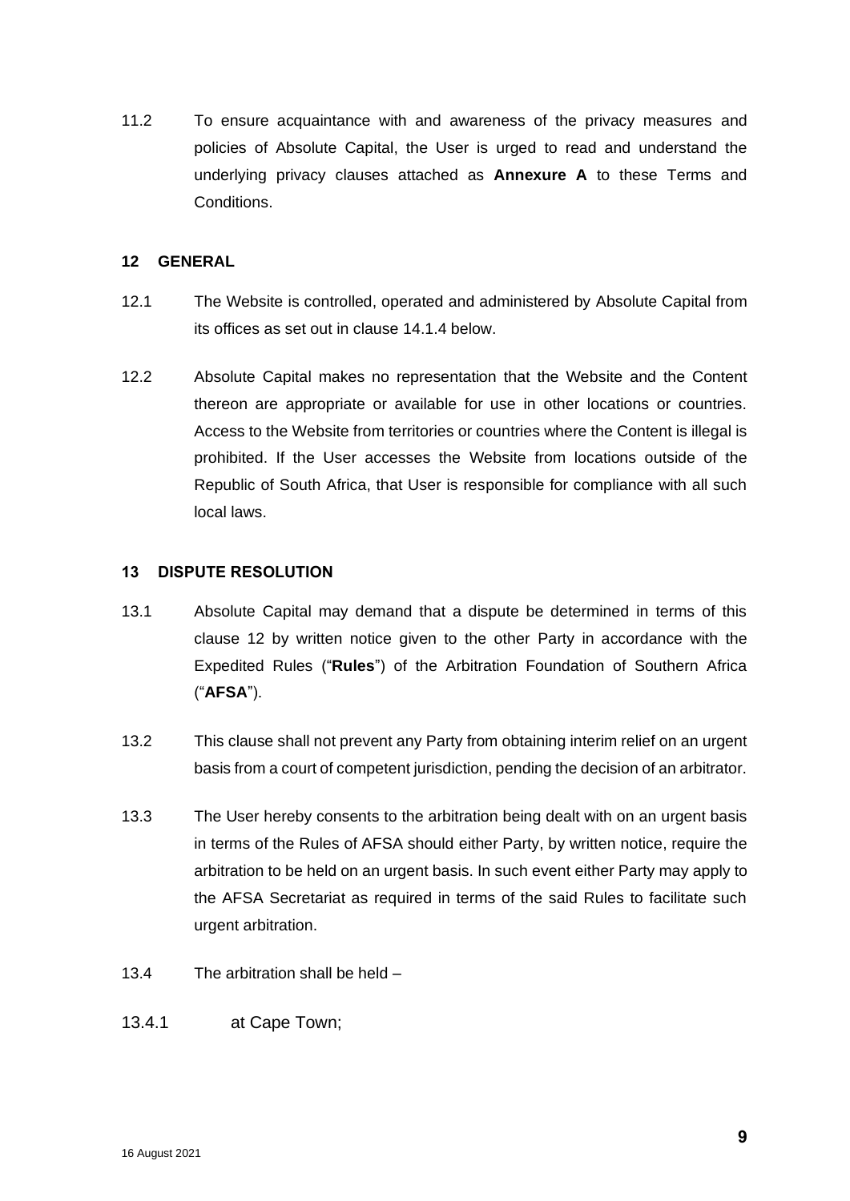11.2 To ensure acquaintance with and awareness of the privacy measures and policies of Absolute Capital, the User is urged to read and understand the underlying privacy clauses attached as **Annexure A** to these Terms and Conditions.

## 12 GENERAL

12.1 The Website is controlled, operated and administered by Absolute Capital from its offices as set out in clause 14.1.4 below.

12.2 Absolute Capital makes no representation that the Website and the Content thereon are appropriate or available for use in other locations or countries. Access to the Website from territories or countries where the Content is illegal is prohibited. If the User accesses the Website from locations outside of the Republic of South Africa, that User is responsible for compliance with all such local laws.

## 13 DISPUTE RESOLUTION

13.1 Absolute Capital may demand that a dispute be determined in terms of this clause 12 by written notice given to the other Party in accordance with the Expedited Rules ("**Rules**") of the Arbitration Foundation of Southern Africa ("**AFSA**").

13.2 This clause shall not prevent any Party from obtaining interim relief on an urgent basis from a court of competent jurisdiction, pending the decision of an arbitrator.

13.3 The User hereby consents to the arbitration being dealt with on an urgent basis in terms of the Rules of AFSA should either Party, by written notice, require the arbitration to be held on an urgent basis. In such event either Party may apply to the AFSA Secretariat as required in terms of the said Rules to facilitate such urgent arbitration.

13.4 The arbitration shall be held –

13.4.1 at Cape Town;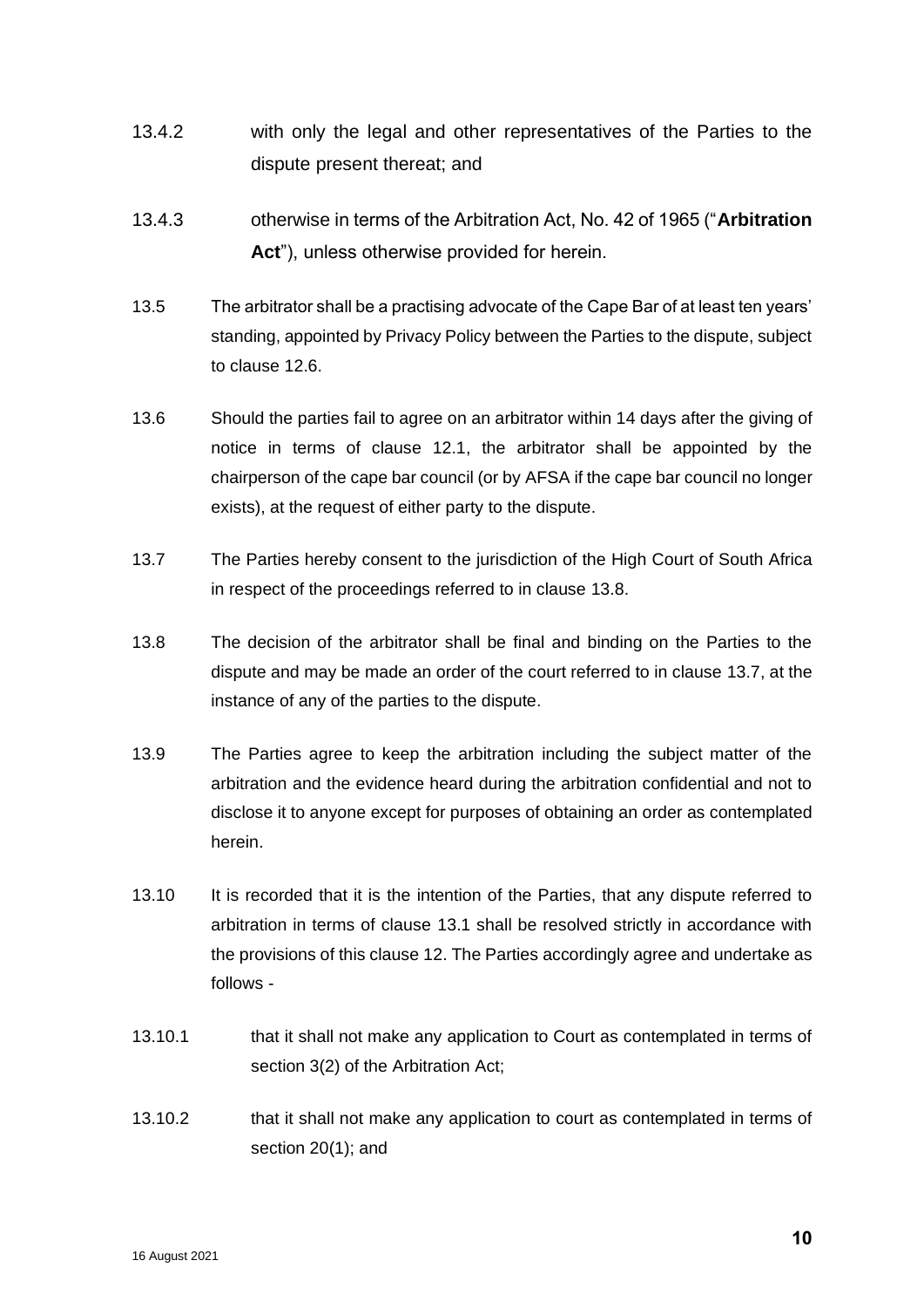13.4.2 with only the legal and other representatives of the Parties to the dispute present thereat; and

13.4.3 otherwise in terms of the Arbitration Act, No. 42 of 1965 ("**Arbitration Act**"), unless otherwise provided for herein.

13.5 The arbitrator shall be a practising advocate of the Cape Bar of at least ten years' standing, appointed by Privacy Policy between the Parties to the dispute, subject to clause 12.6.

13.6 Should the parties fail to agree on an arbitrator within 14 days after the giving of notice in terms of clause 12.1, the arbitrator shall be appointed by the chairperson of the cape bar council (or by AFSA if the cape bar council no longer exists), at the request of either party to the dispute.

13.7 The Parties hereby consent to the jurisdiction of the High Court of South Africa in respect of the proceedings referred to in clause 13.8.

13.8 The decision of the arbitrator shall be final and binding on the Parties to the dispute and may be made an order of the court referred to in clause 13.7, at the instance of any of the parties to the dispute.

13.9 The Parties agree to keep the arbitration including the subject matter of the arbitration and the evidence heard during the arbitration confidential and not to disclose it to anyone except for purposes of obtaining an order as contemplated herein.

13.10 It is recorded that it is the intention of the Parties, that any dispute referred to arbitration in terms of clause 13.1 shall be resolved strictly in accordance with the provisions of this clause 12. The Parties accordingly agree and undertake as follows -

13.10.1 that it shall not make any application to Court as contemplated in terms of section 3(2) of the Arbitration Act;

13.10.2 that it shall not make any application to court as contemplated in terms of section 20(1); and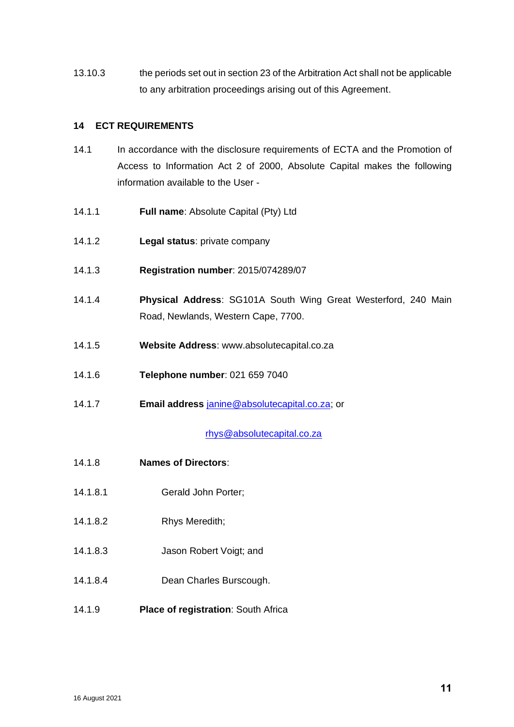13.10.3 the periods set out in section 23 of the Arbitration Act shall not be applicable to any arbitration proceedings arising out of this Agreement.

## 14 ECT REQUIREMENTS

14.1 In accordance with the disclosure requirements of ECTA and the Promotion of Access to Information Act 2 of 2000, Absolute Capital makes the following information available to the User -

14.1.1 **Full name**: Absolute Capital (Pty) Ltd

14.1.2 **Legal status**: private company

14.1.3 **Registration number**: 2015/074289/07

14.1.4 **Physical Address**: SG101A South Wing Great Westerford, 240 Main Road, Newlands, Western Cape, 7700.

14.1.5 **Website Address**: www.absolutecapital.co.za

14.1.6 **Telephone number**: 021 659 7040

14.1.7 **Email address** janine@absolutecapital.co.za; or

rhys@absolutecapital.co.za

14.1.8 **Names of Directors**:

14.1.8.1 Gerald John Porter;

14.1.8.2 Rhys Meredith;

14.1.8.3 Jason Robert Voigt; and

14.1.8.4 Dean Charles Burscough.

14.1.9 **Place of registration**: South Africa

16 August 2021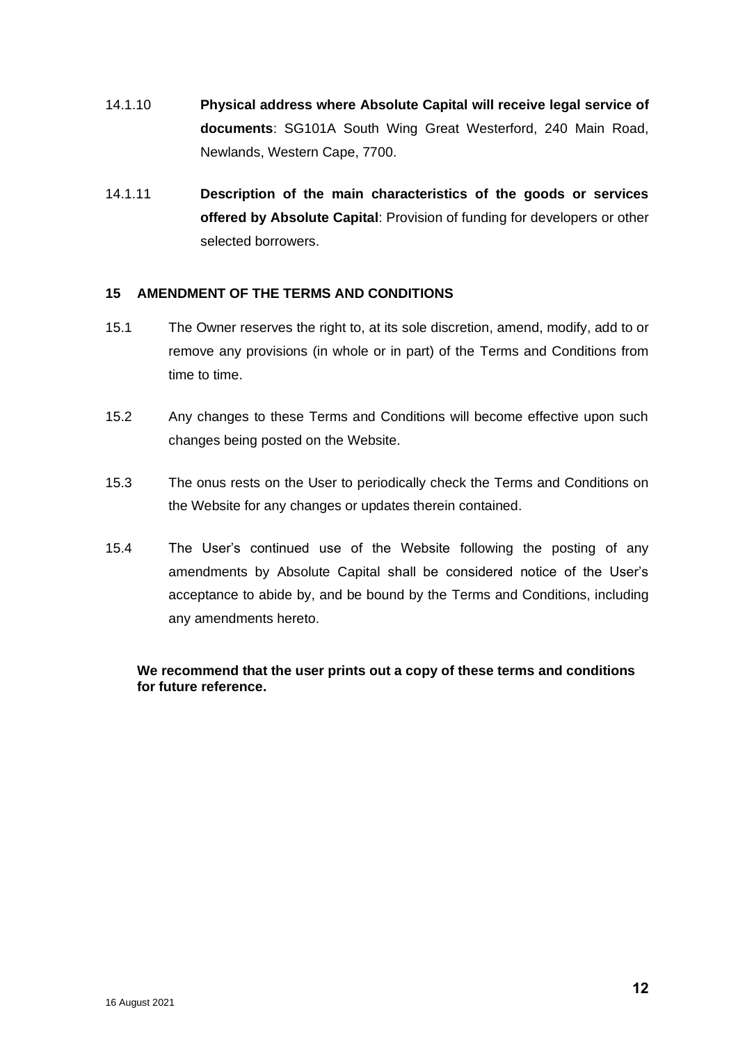14.1.10 **Physical address where Absolute Capital will receive legal service of documents**: SG101A South Wing Great Westerford, 240 Main Road, Newlands, Western Cape, 7700.

14.1.11 **Description of the main characteristics of the goods or services offered by Absolute Capital**: Provision of funding for developers or other selected borrowers.

## 15 AMENDMENT OF THE TERMS AND CONDITIONS

15.1 The Owner reserves the right to, at its sole discretion, amend, modify, add to or remove any provisions (in whole or in part) of the Terms and Conditions from time to time.

15.2 Any changes to these Terms and Conditions will become effective upon such changes being posted on the Website.

15.3 The onus rests on the User to periodically check the Terms and Conditions on the Website for any changes or updates therein contained.

15.4 The User's continued use of the Website following the posting of any amendments by Absolute Capital shall be considered notice of the User's acceptance to abide by, and be bound by the Terms and Conditions, including any amendments hereto.

**We recommend that the user prints out a copy of these terms and conditions for future reference.**

16 August 2021